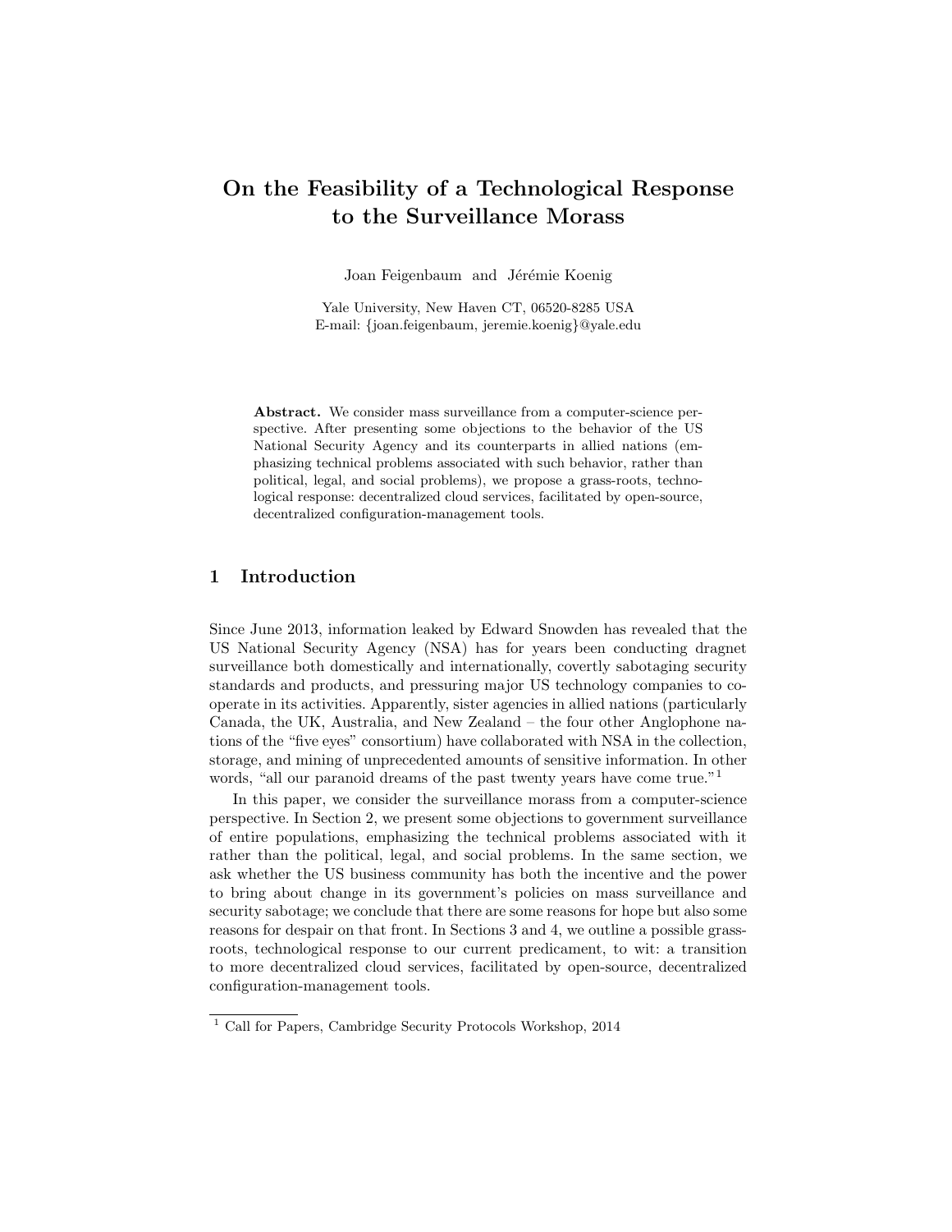# On the Feasibility of a Technological Response to the Surveillance Morass

Joan Feigenbaum and Jérémie Koenig

Yale University, New Haven CT, 06520-8285 USA
E-mail: {joan.feigenbaum, jeremie.koenig}@yale.edu

**Abstract.** We consider mass surveillance from a computer-science perspective. After presenting some objections to the behavior of the US National Security Agency and its counterparts in allied nations (emphasizing technical problems associated with such behavior, rather than political, legal, and social problems), we propose a grass-roots, technological response: decentralized cloud services, facilitated by open-source, decentralized configuration-management tools.

## 1 Introduction

Since June 2013, information leaked by Edward Snowden has revealed that the US National Security Agency (NSA) has for years been conducting dragnet surveillance both domestically and internationally, covertly sabotaging security standards and products, and pressuring major US technology companies to cooperate in its activities. Apparently, sister agencies in allied nations (particularly Canada, the UK, Australia, and New Zealand – the four other Anglophone nations of the "five eyes" consortium) have collaborated with NSA in the collection, storage, and mining of unprecedented amounts of sensitive information. In other words, "all our paranoid dreams of the past twenty years have come true."[1]

In this paper, we consider the surveillance morass from a computer-science perspective. In Section 2, we present some objections to government surveillance of entire populations, emphasizing the technical problems associated with it rather than the political, legal, and social problems. In the same section, we ask whether the US business community has both the incentive and the power to bring about change in its government's policies on mass surveillance and security sabotage; we conclude that there are some reasons for hope but also some reasons for despair on that front. In Sections 3 and 4, we outline a possible grass-roots, technological response to our current predicament, to wit: a transition to more decentralized cloud services, facilitated by open-source, decentralized configuration-management tools.

[1] Call for Papers, Cambridge Security Protocols Workshop, 2014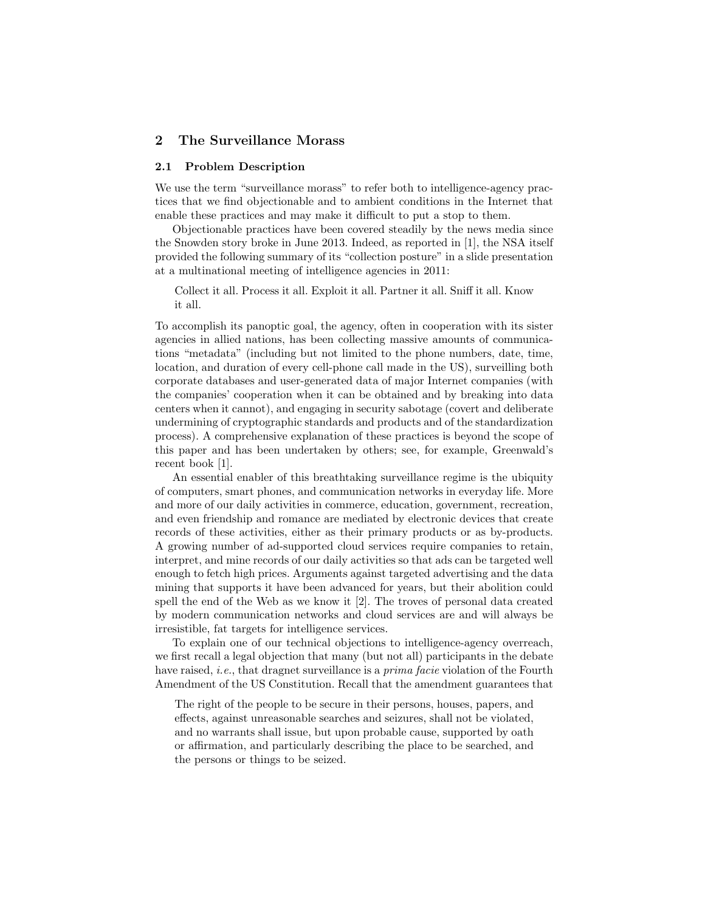## 2 The Surveillance Morass

### 2.1 Problem Description

We use the term "surveillance morass" to refer both to intelligence-agency practices that we find objectionable and to ambient conditions in the Internet that enable these practices and may make it difficult to put a stop to them.

Objectionable practices have been covered steadily by the news media since the Snowden story broke in June 2013. Indeed, as reported in [1], the NSA itself provided the following summary of its "collection posture" in a slide presentation at a multinational meeting of intelligence agencies in 2011:

> Collect it all. Process it all. Exploit it all. Partner it all. Sniff it all. Know it all.

To accomplish its panoptic goal, the agency, often in cooperation with its sister agencies in allied nations, has been collecting massive amounts of communications "metadata" (including but not limited to the phone numbers, date, time, location, and duration of every cell-phone call made in the US), surveilling both corporate databases and user-generated data of major Internet companies (with the companies' cooperation when it can be obtained and by breaking into data centers when it cannot), and engaging in security sabotage (covert and deliberate undermining of cryptographic standards and products and of the standardization process). A comprehensive explanation of these practices is beyond the scope of this paper and has been undertaken by others; see, for example, Greenwald's recent book [1].

An essential enabler of this breathtaking surveillance regime is the ubiquity of computers, smart phones, and communication networks in everyday life. More and more of our daily activities in commerce, education, government, recreation, and even friendship and romance are mediated by electronic devices that create records of these activities, either as their primary products or as by-products. A growing number of ad-supported cloud services require companies to retain, interpret, and mine records of our daily activities so that ads can be targeted well enough to fetch high prices. Arguments against targeted advertising and the data mining that supports it have been advanced for years, but their abolition could spell the end of the Web as we know it [2]. The troves of personal data created by modern communication networks and cloud services are and will always be irresistible, fat targets for intelligence services.

To explain one of our technical objections to intelligence-agency overreach, we first recall a legal objection that many (but not all) participants in the debate have raised, *i.e.*, that dragnet surveillance is a *prima facie* violation of the Fourth Amendment of the US Constitution. Recall that the amendment guarantees that

> The right of the people to be secure in their persons, houses, papers, and effects, against unreasonable searches and seizures, shall not be violated, and no warrants shall issue, but upon probable cause, supported by oath or affirmation, and particularly describing the place to be searched, and the persons or things to be seized.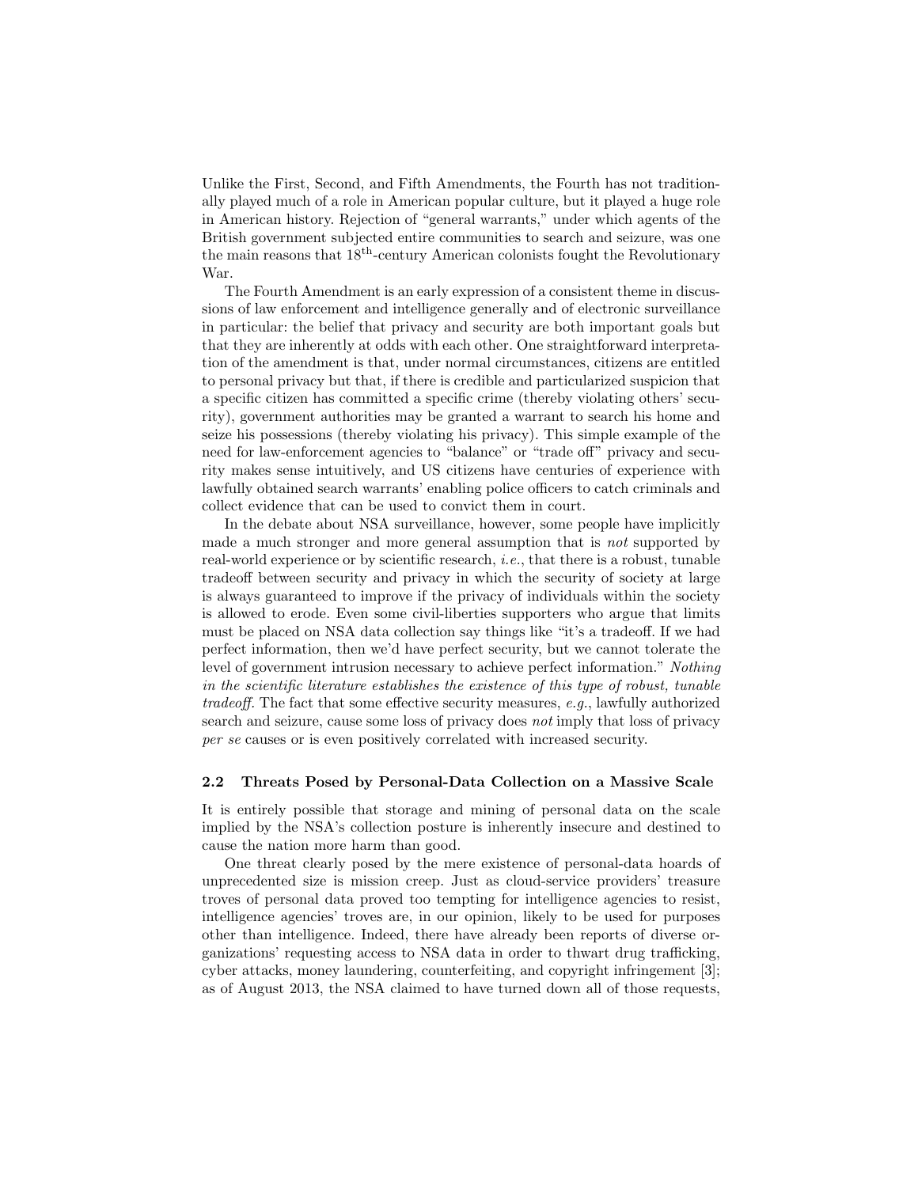Unlike the First, Second, and Fifth Amendments, the Fourth has not traditionally played much of a role in American popular culture, but it played a huge role in American history. Rejection of "general warrants," under which agents of the British government subjected entire communities to search and seizure, was one the main reasons that $18^{\text{th}}$-century American colonists fought the Revolutionary War.

The Fourth Amendment is an early expression of a consistent theme in discussions of law enforcement and intelligence generally and of electronic surveillance in particular: the belief that privacy and security are both important goals but that they are inherently at odds with each other. One straightforward interpretation of the amendment is that, under normal circumstances, citizens are entitled to personal privacy but that, if there is credible and particularized suspicion that a specific citizen has committed a specific crime (thereby violating others' security), government authorities may be granted a warrant to search his home and seize his possessions (thereby violating his privacy). This simple example of the need for law-enforcement agencies to "balance" or "trade off" privacy and security makes sense intuitively, and US citizens have centuries of experience with lawfully obtained search warrants' enabling police officers to catch criminals and collect evidence that can be used to convict them in court.

In the debate about NSA surveillance, however, some people have implicitly made a much stronger and more general assumption that is *not* supported by real-world experience or by scientific research, *i.e.*, that there is a robust, tunable tradeoff between security and privacy in which the security of society at large is always guaranteed to improve if the privacy of individuals within the society is allowed to erode. Even some civil-liberties supporters who argue that limits must be placed on NSA data collection say things like "it's a tradeoff. If we had perfect information, then we'd have perfect security, but we cannot tolerate the level of government intrusion necessary to achieve perfect information." *Nothing in the scientific literature establishes the existence of this type of robust, tunable tradeoff.* The fact that some effective security measures, *e.g.*, lawfully authorized search and seizure, cause some loss of privacy does *not* imply that loss of privacy *per se* causes or is even positively correlated with increased security.

### 2.2 Threats Posed by Personal-Data Collection on a Massive Scale

It is entirely possible that storage and mining of personal data on the scale implied by the NSA's collection posture is inherently insecure and destined to cause the nation more harm than good.

One threat clearly posed by the mere existence of personal-data hoards of unprecedented size is mission creep. Just as cloud-service providers' treasure troves of personal data proved too tempting for intelligence agencies to resist, intelligence agencies' troves are, in our opinion, likely to be used for purposes other than intelligence. Indeed, there have already been reports of diverse organizations' requesting access to NSA data in order to thwart drug trafficking, cyber attacks, money laundering, counterfeiting, and copyright infringement [3]; as of August 2013, the NSA claimed to have turned down all of those requests,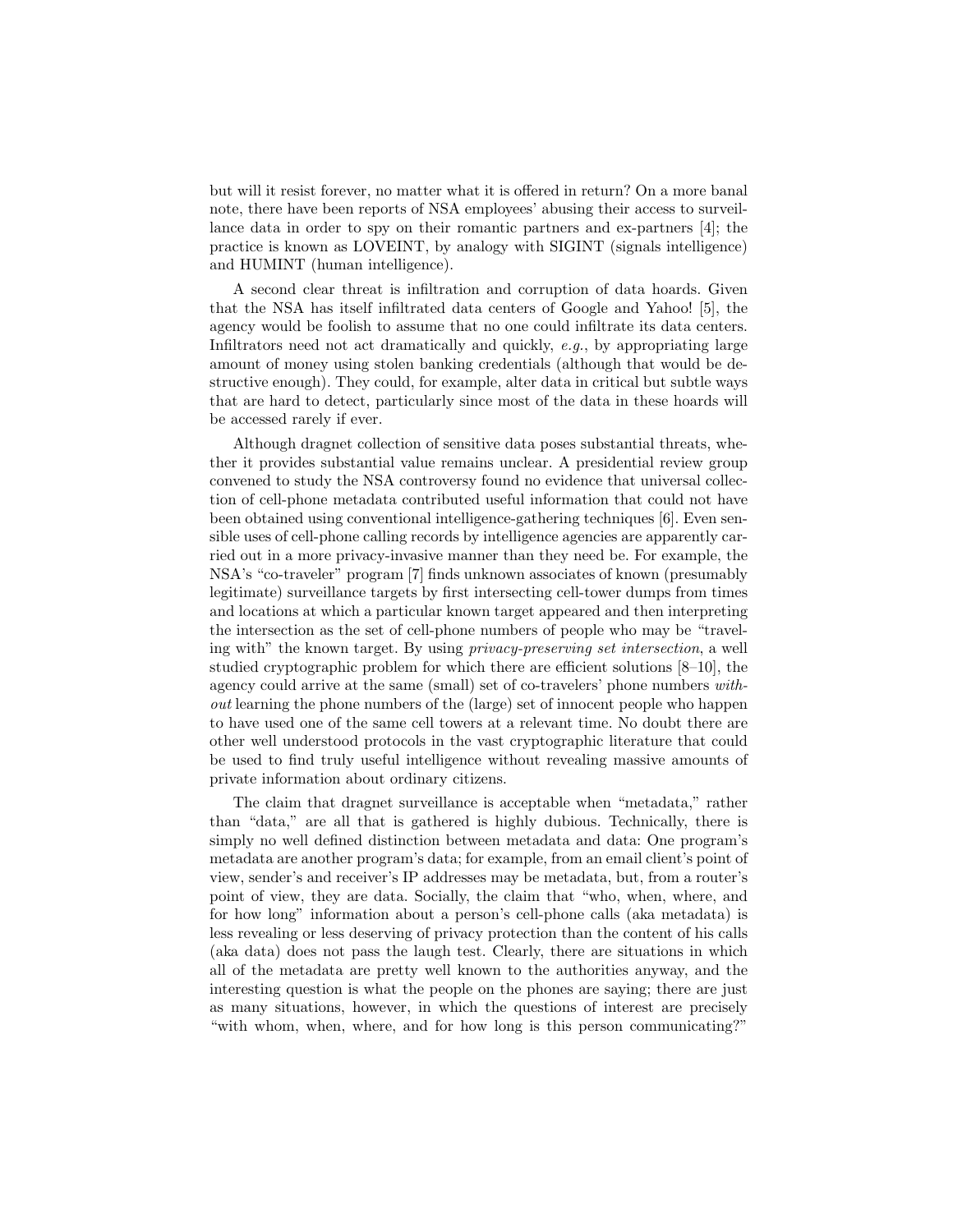but will it resist forever, no matter what it is offered in return? On a more banal note, there have been reports of NSA employees' abusing their access to surveillance data in order to spy on their romantic partners and ex-partners [4]; the practice is known as LOVEINT, by analogy with SIGINT (signals intelligence) and HUMINT (human intelligence).

A second clear threat is infiltration and corruption of data hoards. Given that the NSA has itself infiltrated data centers of Google and Yahoo! [5], the agency would be foolish to assume that no one could infiltrate its data centers. Infiltrators need not act dramatically and quickly, *e.g.*, by appropriating large amount of money using stolen banking credentials (although that would be destructive enough). They could, for example, alter data in critical but subtle ways that are hard to detect, particularly since most of the data in these hoards will be accessed rarely if ever.

Although dragnet collection of sensitive data poses substantial threats, whether it provides substantial value remains unclear. A presidential review group convened to study the NSA controversy found no evidence that universal collection of cell-phone metadata contributed useful information that could not have been obtained using conventional intelligence-gathering techniques [6]. Even sensible uses of cell-phone calling records by intelligence agencies are apparently carried out in a more privacy-invasive manner than they need be. For example, the NSA's "co-traveler" program [7] finds unknown associates of known (presumably legitimate) surveillance targets by first intersecting cell-tower dumps from times and locations at which a particular known target appeared and then interpreting the intersection as the set of cell-phone numbers of people who may be "traveling with" the known target. By using *privacy-preserving set intersection*, a well studied cryptographic problem for which there are efficient solutions [8–10], the agency could arrive at the same (small) set of co-travelers' phone numbers *without* learning the phone numbers of the (large) set of innocent people who happen to have used one of the same cell towers at a relevant time. No doubt there are other well understood protocols in the vast cryptographic literature that could be used to find truly useful intelligence without revealing massive amounts of private information about ordinary citizens.

The claim that dragnet surveillance is acceptable when "metadata," rather than "data," are all that is gathered is highly dubious. Technically, there is simply no well defined distinction between metadata and data: One program's metadata are another program's data; for example, from an email client's point of view, sender's and receiver's IP addresses may be metadata, but, from a router's point of view, they are data. Socially, the claim that "who, when, where, and for how long" information about a person's cell-phone calls (aka metadata) is less revealing or less deserving of privacy protection than the content of his calls (aka data) does not pass the laugh test. Clearly, there are situations in which all of the metadata are pretty well known to the authorities anyway, and the interesting question is what the people on the phones are saying; there are just as many situations, however, in which the questions of interest are precisely "with whom, when, where, and for how long is this person communicating?"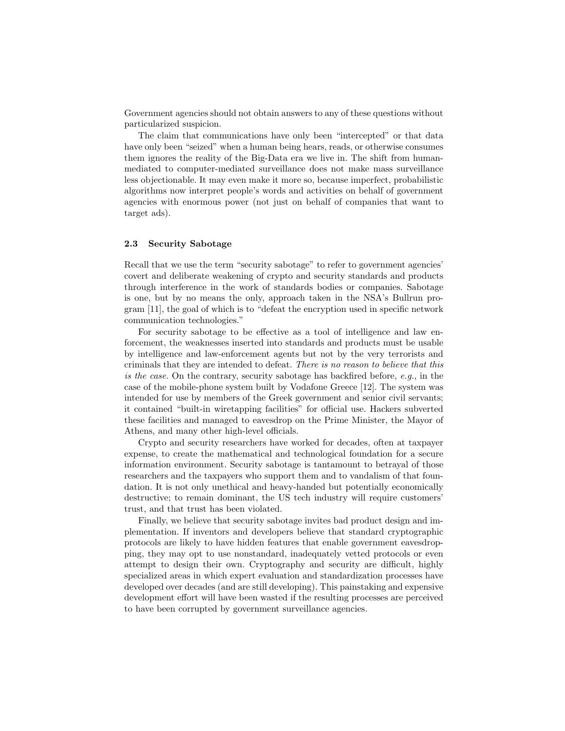Government agencies should not obtain answers to any of these questions without particularized suspicion.

The claim that communications have only been "intercepted" or that data have only been "seized" when a human being hears, reads, or otherwise consumes them ignores the reality of the Big-Data era we live in. The shift from human-mediated to computer-mediated surveillance does not make mass surveillance less objectionable. It may even make it more so, because imperfect, probabilistic algorithms now interpret people's words and activities on behalf of government agencies with enormous power (not just on behalf of companies that want to target ads).

### 2.3 Security Sabotage

Recall that we use the term "security sabotage" to refer to government agencies' covert and deliberate weakening of crypto and security standards and products through interference in the work of standards bodies or companies. Sabotage is one, but by no means the only, approach taken in the NSA's Bullrun program [11], the goal of which is to "defeat the encryption used in specific network communication technologies."

For security sabotage to be effective as a tool of intelligence and law enforcement, the weaknesses inserted into standards and products must be usable by intelligence and law-enforcement agents but not by the very terrorists and criminals that they are intended to defeat. *There is no reason to believe that this is the case.* On the contrary, security sabotage has backfired before, *e.g.*, in the case of the mobile-phone system built by Vodafone Greece [12]. The system was intended for use by members of the Greek government and senior civil servants; it contained "built-in wiretapping facilities" for official use. Hackers subverted these facilities and managed to eavesdrop on the Prime Minister, the Mayor of Athens, and many other high-level officials.

Crypto and security researchers have worked for decades, often at taxpayer expense, to create the mathematical and technological foundation for a secure information environment. Security sabotage is tantamount to betrayal of those researchers and the taxpayers who support them and to vandalism of that foundation. It is not only unethical and heavy-handed but potentially economically destructive; to remain dominant, the US tech industry will require customers' trust, and that trust has been violated.

Finally, we believe that security sabotage invites bad product design and implementation. If inventors and developers believe that standard cryptographic protocols are likely to have hidden features that enable government eavesdropping, they may opt to use nonstandard, inadequately vetted protocols or even attempt to design their own. Cryptography and security are difficult, highly specialized areas in which expert evaluation and standardization processes have developed over decades (and are still developing). This painstaking and expensive development effort will have been wasted if the resulting processes are perceived to have been corrupted by government surveillance agencies.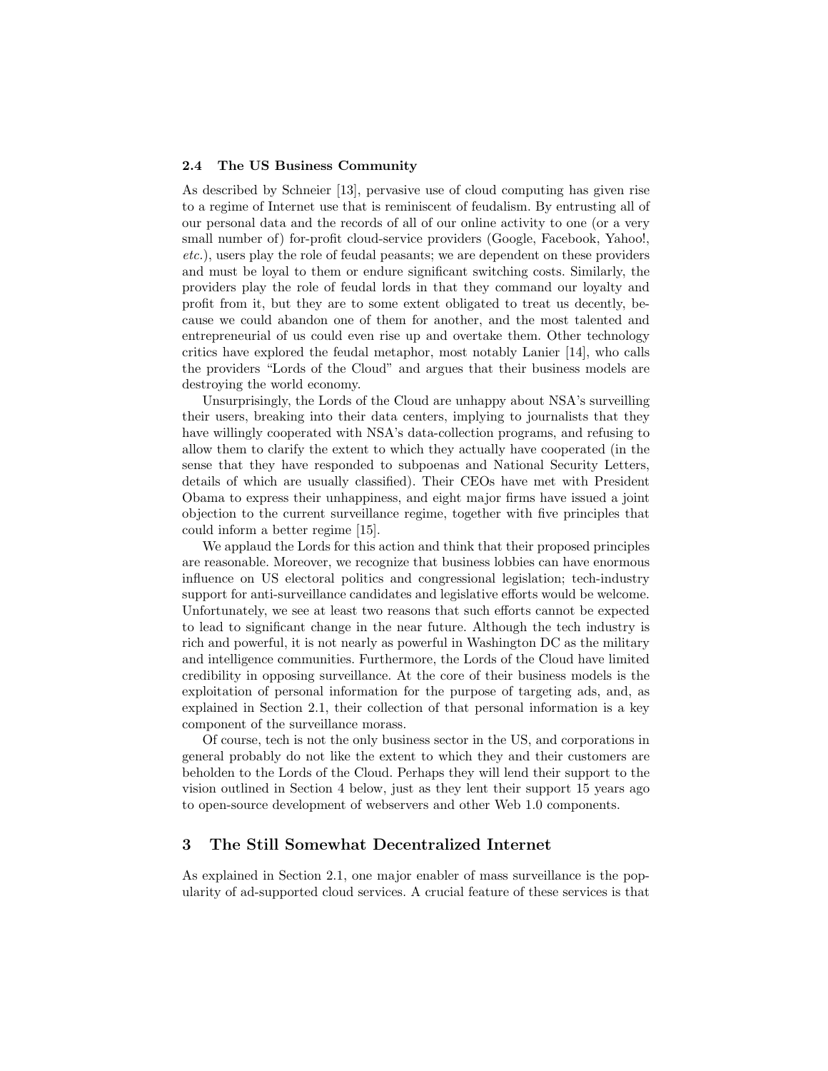### 2.4 The US Business Community

As described by Schneier [13], pervasive use of cloud computing has given rise to a regime of Internet use that is reminiscent of feudalism. By entrusting all of our personal data and the records of all of our online activity to one (or a very small number of) for-profit cloud-service providers (Google, Facebook, Yahoo!, *etc.*), users play the role of feudal peasants; we are dependent on these providers and must be loyal to them or endure significant switching costs. Similarly, the providers play the role of feudal lords in that they command our loyalty and profit from it, but they are to some extent obligated to treat us decently, because we could abandon one of them for another, and the most talented and entrepreneurial of us could even rise up and overtake them. Other technology critics have explored the feudal metaphor, most notably Lanier [14], who calls the providers "Lords of the Cloud" and argues that their business models are destroying the world economy.

Unsurprisingly, the Lords of the Cloud are unhappy about NSA's surveilling their users, breaking into their data centers, implying to journalists that they have willingly cooperated with NSA's data-collection programs, and refusing to allow them to clarify the extent to which they actually have cooperated (in the sense that they have responded to subpoenas and National Security Letters, details of which are usually classified). Their CEOs have met with President Obama to express their unhappiness, and eight major firms have issued a joint objection to the current surveillance regime, together with five principles that could inform a better regime [15].

We applaud the Lords for this action and think that their proposed principles are reasonable. Moreover, we recognize that business lobbies can have enormous influence on US electoral politics and congressional legislation; tech-industry support for anti-surveillance candidates and legislative efforts would be welcome. Unfortunately, we see at least two reasons that such efforts cannot be expected to lead to significant change in the near future. Although the tech industry is rich and powerful, it is not nearly as powerful in Washington DC as the military and intelligence communities. Furthermore, the Lords of the Cloud have limited credibility in opposing surveillance. At the core of their business models is the exploitation of personal information for the purpose of targeting ads, and, as explained in Section 2.1, their collection of that personal information is a key component of the surveillance morass.

Of course, tech is not the only business sector in the US, and corporations in general probably do not like the extent to which they and their customers are beholden to the Lords of the Cloud. Perhaps they will lend their support to the vision outlined in Section 4 below, just as they lent their support 15 years ago to open-source development of webservers and other Web 1.0 components.

## 3 The Still Somewhat Decentralized Internet

As explained in Section 2.1, one major enabler of mass surveillance is the popularity of ad-supported cloud services. A crucial feature of these services is that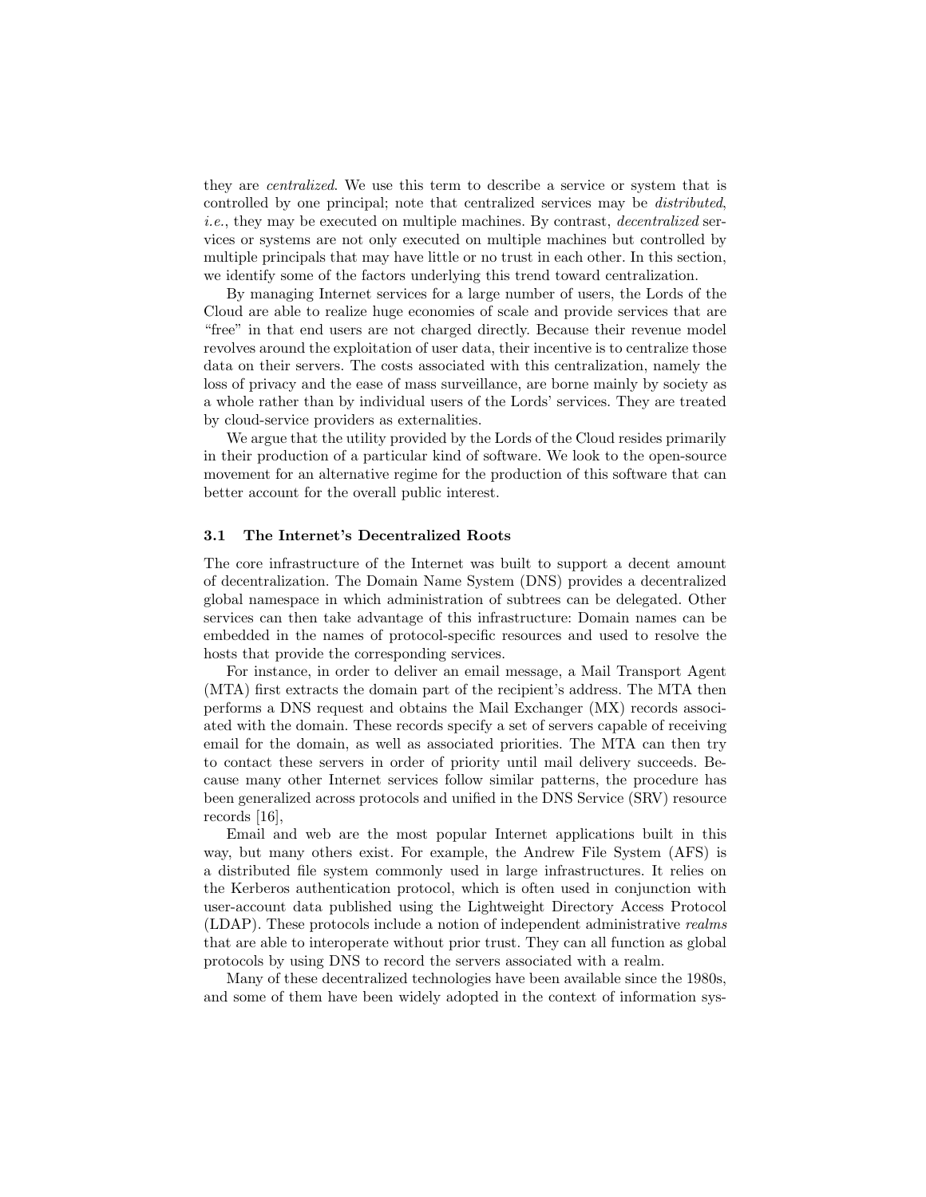they are *centralized*. We use this term to describe a service or system that is controlled by one principal; note that centralized services may be *distributed*, *i.e.*, they may be executed on multiple machines. By contrast, *decentralized* services or systems are not only executed on multiple machines but controlled by multiple principals that may have little or no trust in each other. In this section, we identify some of the factors underlying this trend toward centralization.

By managing Internet services for a large number of users, the Lords of the Cloud are able to realize huge economies of scale and provide services that are "free" in that end users are not charged directly. Because their revenue model revolves around the exploitation of user data, their incentive is to centralize those data on their servers. The costs associated with this centralization, namely the loss of privacy and the ease of mass surveillance, are borne mainly by society as a whole rather than by individual users of the Lords' services. They are treated by cloud-service providers as externalities.

We argue that the utility provided by the Lords of the Cloud resides primarily in their production of a particular kind of software. We look to the open-source movement for an alternative regime for the production of this software that can better account for the overall public interest.

### 3.1 The Internet's Decentralized Roots

The core infrastructure of the Internet was built to support a decent amount of decentralization. The Domain Name System (DNS) provides a decentralized global namespace in which administration of subtrees can be delegated. Other services can then take advantage of this infrastructure: Domain names can be embedded in the names of protocol-specific resources and used to resolve the hosts that provide the corresponding services.

For instance, in order to deliver an email message, a Mail Transport Agent (MTA) first extracts the domain part of the recipient's address. The MTA then performs a DNS request and obtains the Mail Exchanger (MX) records associated with the domain. These records specify a set of servers capable of receiving email for the domain, as well as associated priorities. The MTA can then try to contact these servers in order of priority until mail delivery succeeds. Because many other Internet services follow similar patterns, the procedure has been generalized across protocols and unified in the DNS Service (SRV) resource records [16],

Email and web are the most popular Internet applications built in this way, but many others exist. For example, the Andrew File System (AFS) is a distributed file system commonly used in large infrastructures. It relies on the Kerberos authentication protocol, which is often used in conjunction with user-account data published using the Lightweight Directory Access Protocol (LDAP). These protocols include a notion of independent administrative *realms* that are able to interoperate without prior trust. They can all function as global protocols by using DNS to record the servers associated with a realm.

Many of these decentralized technologies have been available since the 1980s, and some of them have been widely adopted in the context of information sys-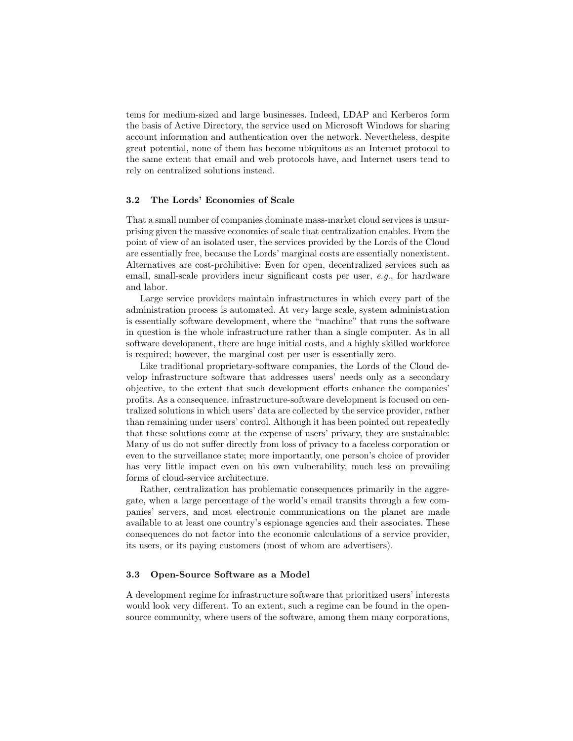tems for medium-sized and large businesses. Indeed, LDAP and Kerberos form the basis of Active Directory, the service used on Microsoft Windows for sharing account information and authentication over the network. Nevertheless, despite great potential, none of them has become ubiquitous as an Internet protocol to the same extent that email and web protocols have, and Internet users tend to rely on centralized solutions instead.

### 3.2 The Lords' Economies of Scale

That a small number of companies dominate mass-market cloud services is unsurprising given the massive economies of scale that centralization enables. From the point of view of an isolated user, the services provided by the Lords of the Cloud are essentially free, because the Lords' marginal costs are essentially nonexistent. Alternatives are cost-prohibitive: Even for open, decentralized services such as email, small-scale providers incur significant costs per user, *e.g.*, for hardware and labor.

Large service providers maintain infrastructures in which every part of the administration process is automated. At very large scale, system administration is essentially software development, where the "machine" that runs the software in question is the whole infrastructure rather than a single computer. As in all software development, there are huge initial costs, and a highly skilled workforce is required; however, the marginal cost per user is essentially zero.

Like traditional proprietary-software companies, the Lords of the Cloud develop infrastructure software that addresses users' needs only as a secondary objective, to the extent that such development efforts enhance the companies' profits. As a consequence, infrastructure-software development is focused on centralized solutions in which users' data are collected by the service provider, rather than remaining under users' control. Although it has been pointed out repeatedly that these solutions come at the expense of users' privacy, they are sustainable: Many of us do not suffer directly from loss of privacy to a faceless corporation or even to the surveillance state; more importantly, one person's choice of provider has very little impact even on his own vulnerability, much less on prevailing forms of cloud-service architecture.

Rather, centralization has problematic consequences primarily in the aggregate, when a large percentage of the world's email transits through a few companies' servers, and most electronic communications on the planet are made available to at least one country's espionage agencies and their associates. These consequences do not factor into the economic calculations of a service provider, its users, or its paying customers (most of whom are advertisers).

### 3.3 Open-Source Software as a Model

A development regime for infrastructure software that prioritized users' interests would look very different. To an extent, such a regime can be found in the open-source community, where users of the software, among them many corporations,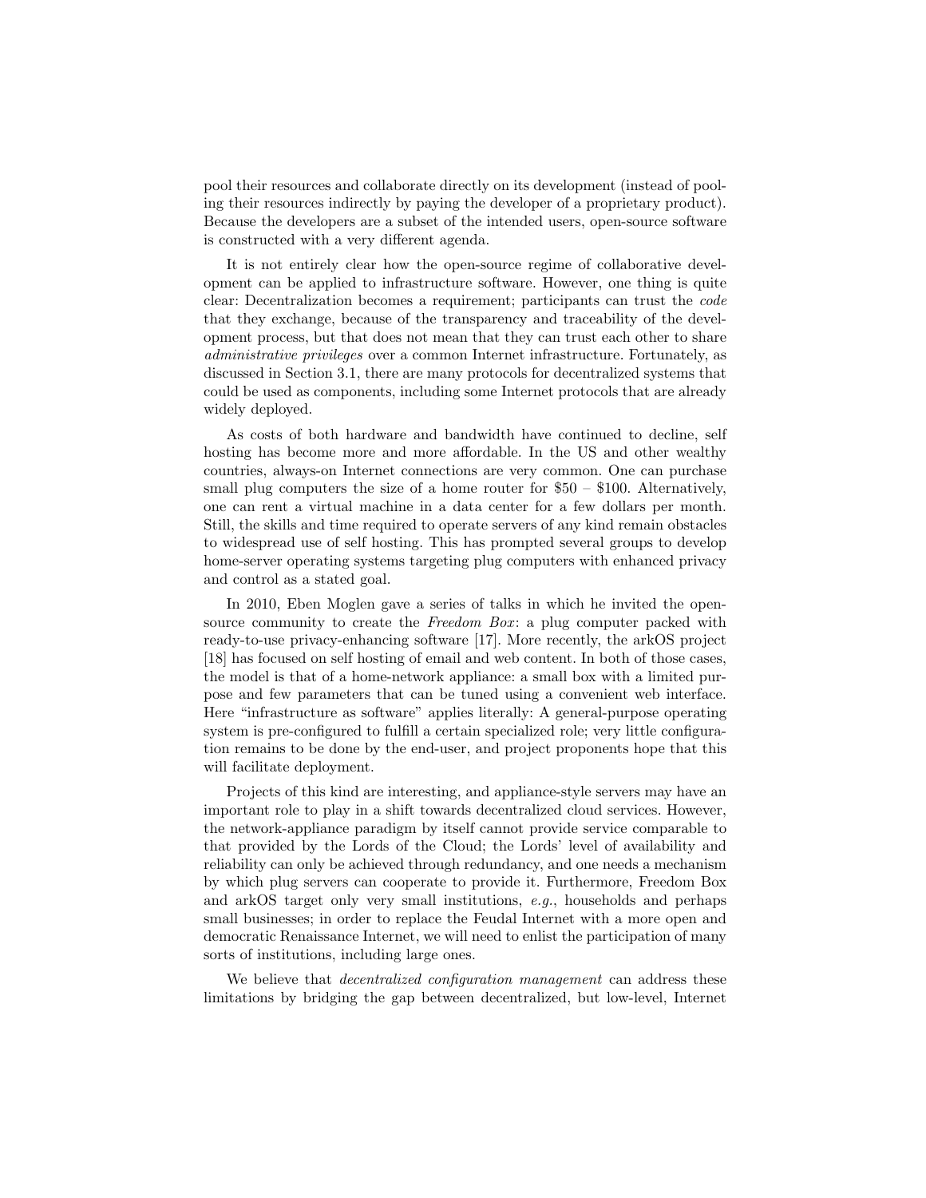pool their resources and collaborate directly on its development (instead of pooling their resources indirectly by paying the developer of a proprietary product). Because the developers are a subset of the intended users, open-source software is constructed with a very different agenda.

It is not entirely clear how the open-source regime of collaborative development can be applied to infrastructure software. However, one thing is quite clear: Decentralization becomes a requirement; participants can trust the *code* that they exchange, because of the transparency and traceability of the development process, but that does not mean that they can trust each other to share *administrative privileges* over a common Internet infrastructure. Fortunately, as discussed in Section 3.1, there are many protocols for decentralized systems that could be used as components, including some Internet protocols that are already widely deployed.

As costs of both hardware and bandwidth have continued to decline, self hosting has become more and more affordable. In the US and other wealthy countries, always-on Internet connections are very common. One can purchase small plug computers the size of a home router for \$50 – \$100. Alternatively, one can rent a virtual machine in a data center for a few dollars per month. Still, the skills and time required to operate servers of any kind remain obstacles to widespread use of self hosting. This has prompted several groups to develop home-server operating systems targeting plug computers with enhanced privacy and control as a stated goal.

In 2010, Eben Moglen gave a series of talks in which he invited the open-source community to create the *Freedom Box*: a plug computer packed with ready-to-use privacy-enhancing software [17]. More recently, the arkOS project [18] has focused on self hosting of email and web content. In both of those cases, the model is that of a home-network appliance: a small box with a limited purpose and few parameters that can be tuned using a convenient web interface. Here "infrastructure as software" applies literally: A general-purpose operating system is pre-configured to fulfill a certain specialized role; very little configuration remains to be done by the end-user, and project proponents hope that this will facilitate deployment.

Projects of this kind are interesting, and appliance-style servers may have an important role to play in a shift towards decentralized cloud services. However, the network-appliance paradigm by itself cannot provide service comparable to that provided by the Lords of the Cloud; the Lords' level of availability and reliability can only be achieved through redundancy, and one needs a mechanism by which plug servers can cooperate to provide it. Furthermore, Freedom Box and arkOS target only very small institutions, *e.g.*, households and perhaps small businesses; in order to replace the Feudal Internet with a more open and democratic Renaissance Internet, we will need to enlist the participation of many sorts of institutions, including large ones.

We believe that *decentralized configuration management* can address these limitations by bridging the gap between decentralized, but low-level, Internet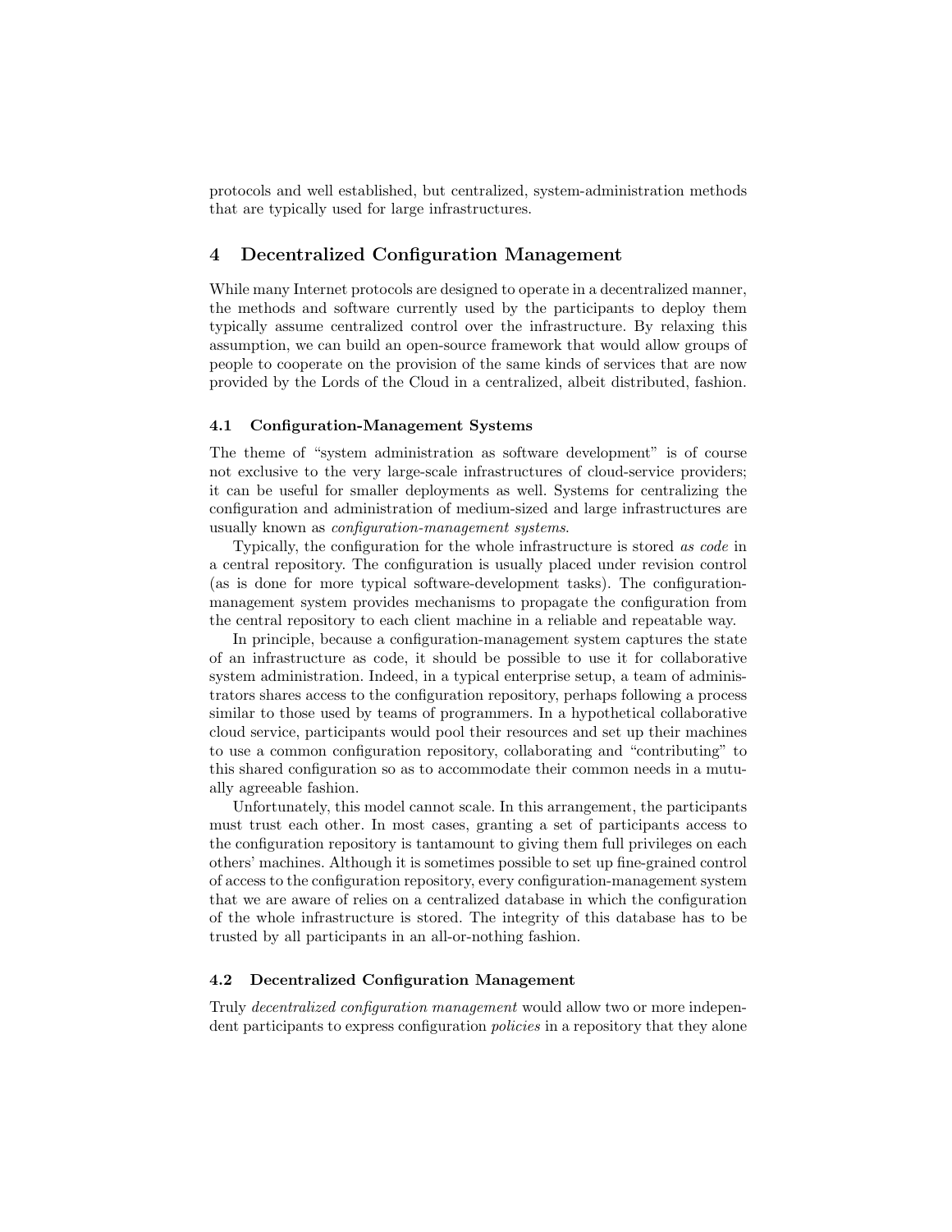protocols and well established, but centralized, system-administration methods that are typically used for large infrastructures.

## 4 Decentralized Configuration Management

While many Internet protocols are designed to operate in a decentralized manner, the methods and software currently used by the participants to deploy them typically assume centralized control over the infrastructure. By relaxing this assumption, we can build an open-source framework that would allow groups of people to cooperate on the provision of the same kinds of services that are now provided by the Lords of the Cloud in a centralized, albeit distributed, fashion.

### 4.1 Configuration-Management Systems

The theme of "system administration as software development" is of course not exclusive to the very large-scale infrastructures of cloud-service providers; it can be useful for smaller deployments as well. Systems for centralizing the configuration and administration of medium-sized and large infrastructures are usually known as *configuration-management systems*.

Typically, the configuration for the whole infrastructure is stored *as code* in a central repository. The configuration is usually placed under revision control (as is done for more typical software-development tasks). The configuration-management system provides mechanisms to propagate the configuration from the central repository to each client machine in a reliable and repeatable way.

In principle, because a configuration-management system captures the state of an infrastructure as code, it should be possible to use it for collaborative system administration. Indeed, in a typical enterprise setup, a team of administrators shares access to the configuration repository, perhaps following a process similar to those used by teams of programmers. In a hypothetical collaborative cloud service, participants would pool their resources and set up their machines to use a common configuration repository, collaborating and "contributing" to this shared configuration so as to accommodate their common needs in a mutually agreeable fashion.

Unfortunately, this model cannot scale. In this arrangement, the participants must trust each other. In most cases, granting a set of participants access to the configuration repository is tantamount to giving them full privileges on each others' machines. Although it is sometimes possible to set up fine-grained control of access to the configuration repository, every configuration-management system that we are aware of relies on a centralized database in which the configuration of the whole infrastructure is stored. The integrity of this database has to be trusted by all participants in an all-or-nothing fashion.

### 4.2 Decentralized Configuration Management

Truly *decentralized configuration management* would allow two or more independent participants to express configuration *policies* in a repository that they alone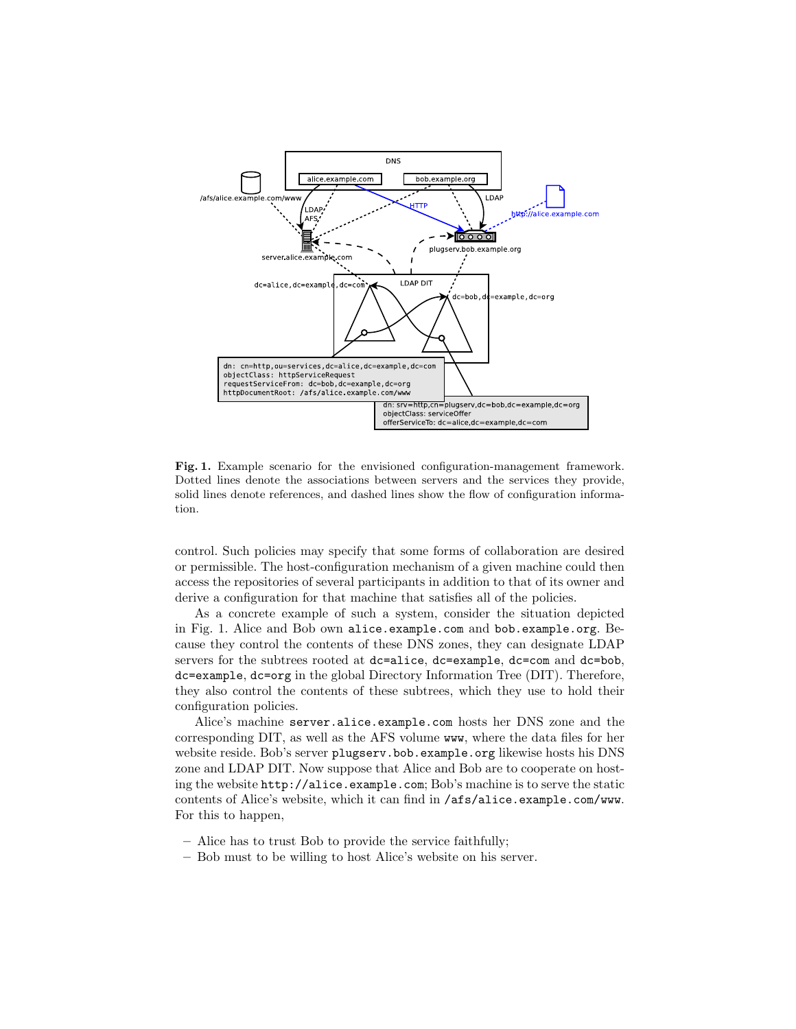**Fig. 1.** Example scenario for the envisioned configuration-management framework. Dotted lines denote the associations between servers and the services they provide, solid lines denote references, and dashed lines show the flow of configuration information.

control. Such policies may specify that some forms of collaboration are desired or permissible. The host-configuration mechanism of a given machine could then access the repositories of several participants in addition to that of its owner and derive a configuration for that machine that satisfies all of the policies.

As a concrete example of such a system, consider the situation depicted in Fig. 1. Alice and Bob own `alice.example.com` and `bob.example.org`. Because they control the contents of these DNS zones, they can designate LDAP servers for the subtrees rooted at `dc=alice`, `dc=example`, `dc=com` and `dc=bob`, `dc=example`, `dc=org` in the global Directory Information Tree (DIT). Therefore, they also control the contents of these subtrees, which they use to hold their configuration policies.

Alice's machine `server.alice.example.com` hosts her DNS zone and the corresponding DIT, as well as the AFS volume `www`, where the data files for her website reside. Bob's server `plugserv.bob.example.org` likewise hosts his DNS zone and LDAP DIT. Now suppose that Alice and Bob are to cooperate on hosting the website `http://alice.example.com`; Bob's machine is to serve the static contents of Alice's website, which it can find in `/afs/alice.example.com/www`. For this to happen,

- Alice has to trust Bob to provide the service faithfully;
- Bob must to be willing to host Alice's website on his server.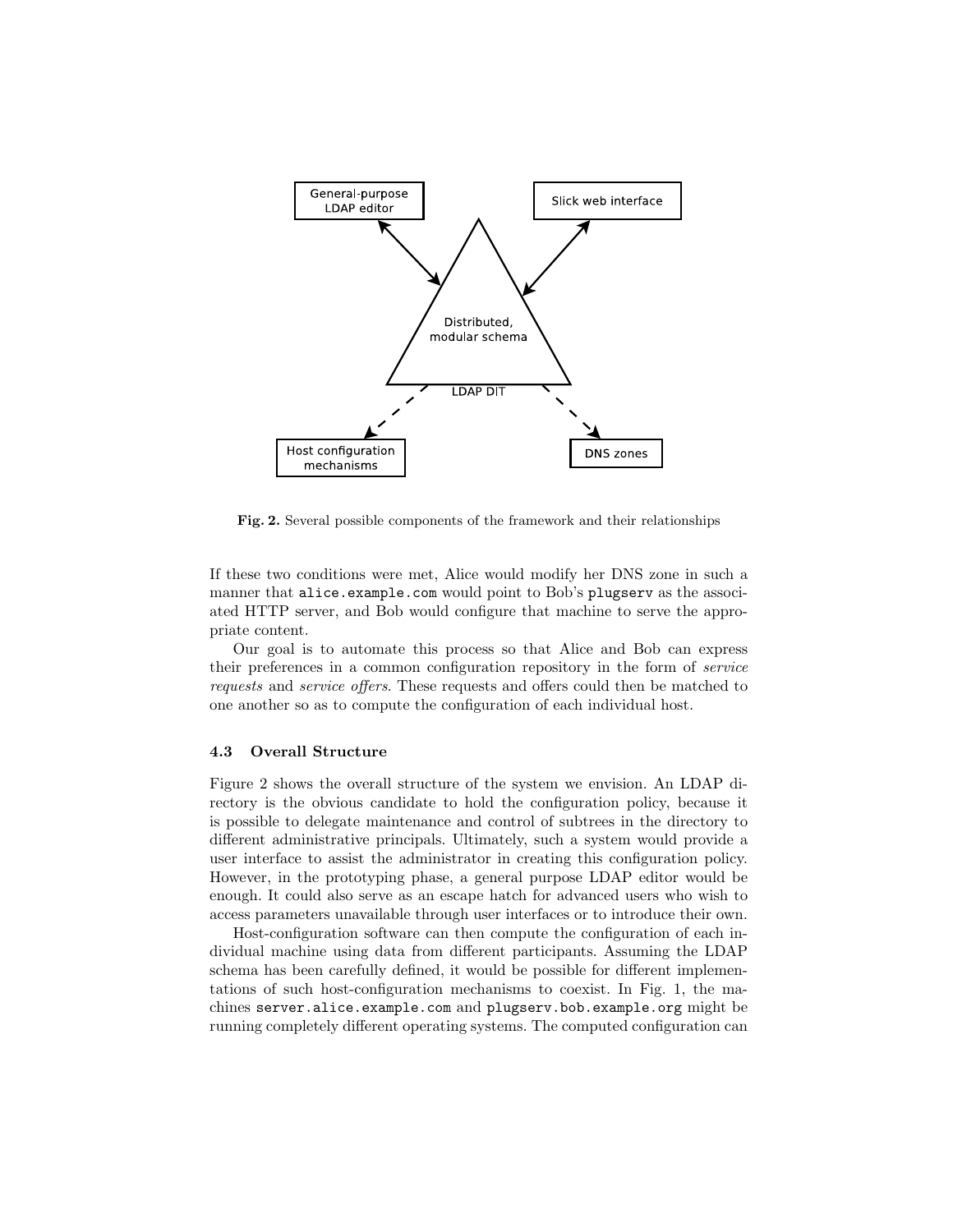**Fig. 2.** Several possible components of the framework and their relationships

If these two conditions were met, Alice would modify her DNS zone in such a manner that `alice.example.com` would point to Bob's `plugserv` as the associated HTTP server, and Bob would configure that machine to serve the appropriate content.

Our goal is to automate this process so that Alice and Bob can express their preferences in a common configuration repository in the form of *service requests* and *service offers*. These requests and offers could then be matched to one another so as to compute the configuration of each individual host.

### 4.3 Overall Structure

Figure 2 shows the overall structure of the system we envision. An LDAP directory is the obvious candidate to hold the configuration policy, because it is possible to delegate maintenance and control of subtrees in the directory to different administrative principals. Ultimately, such a system would provide a user interface to assist the administrator in creating this configuration policy. However, in the prototyping phase, a general purpose LDAP editor would be enough. It could also serve as an escape hatch for advanced users who wish to access parameters unavailable through user interfaces or to introduce their own.

Host-configuration software can then compute the configuration of each individual machine using data from different participants. Assuming the LDAP schema has been carefully defined, it would be possible for different implementations of such host-configuration mechanisms to coexist. In Fig. 1, the machines `server.alice.example.com` and `plugserv.bob.example.org` might be running completely different operating systems. The computed configuration can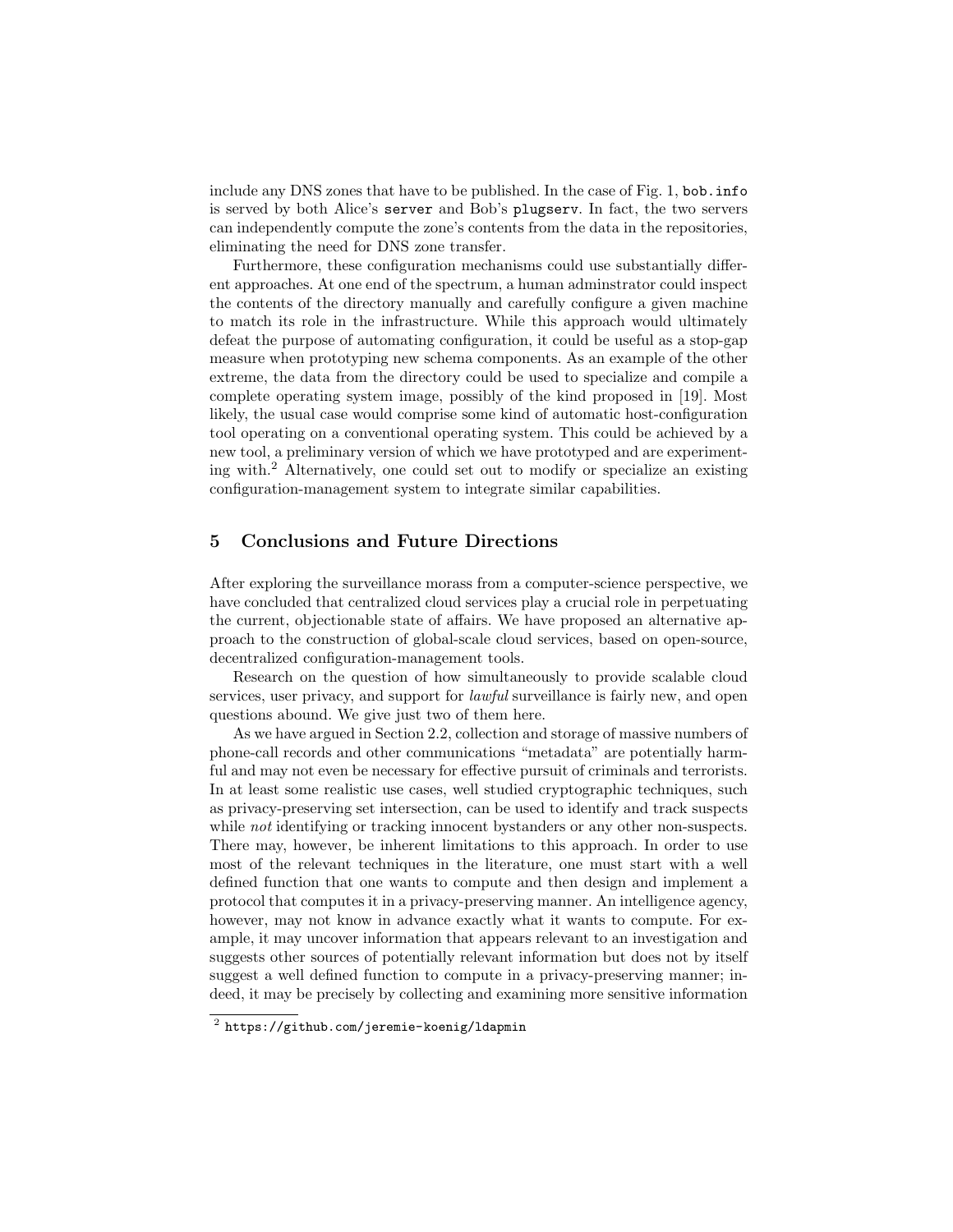include any DNS zones that have to be published. In the case of Fig. 1, `bob.info` is served by both Alice's `server` and Bob's `plugserv`. In fact, the two servers can independently compute the zone's contents from the data in the repositories, eliminating the need for DNS zone transfer.

Furthermore, these configuration mechanisms could use substantially different approaches. At one end of the spectrum, a human adminstrator could inspect the contents of the directory manually and carefully configure a given machine to match its role in the infrastructure. While this approach would ultimately defeat the purpose of automating configuration, it could be useful as a stop-gap measure when prototyping new schema components. As an example of the other extreme, the data from the directory could be used to specialize and compile a complete operating system image, possibly of the kind proposed in [19]. Most likely, the usual case would comprise some kind of automatic host-configuration tool operating on a conventional operating system. This could be achieved by a new tool, a preliminary version of which we have prototyped and are experimenting with.[2] Alternatively, one could set out to modify or specialize an existing configuration-management system to integrate similar capabilities.

## 5 Conclusions and Future Directions

After exploring the surveillance morass from a computer-science perspective, we have concluded that centralized cloud services play a crucial role in perpetuating the current, objectionable state of affairs. We have proposed an alternative approach to the construction of global-scale cloud services, based on open-source, decentralized configuration-management tools.

Research on the question of how simultaneously to provide scalable cloud services, user privacy, and support for *lawful* surveillance is fairly new, and open questions abound. We give just two of them here.

As we have argued in Section 2.2, collection and storage of massive numbers of phone-call records and other communications "metadata" are potentially harmful and may not even be necessary for effective pursuit of criminals and terrorists. In at least some realistic use cases, well studied cryptographic techniques, such as privacy-preserving set intersection, can be used to identify and track suspects while *not* identifying or tracking innocent bystanders or any other non-suspects. There may, however, be inherent limitations to this approach. In order to use most of the relevant techniques in the literature, one must start with a well defined function that one wants to compute and then design and implement a protocol that computes it in a privacy-preserving manner. An intelligence agency, however, may not know in advance exactly what it wants to compute. For example, it may uncover information that appears relevant to an investigation and suggests other sources of potentially relevant information but does not by itself suggest a well defined function to compute in a privacy-preserving manner; indeed, it may be precisely by collecting and examining more sensitive information

[2] `https://github.com/jeremie-koenig/ldapmin`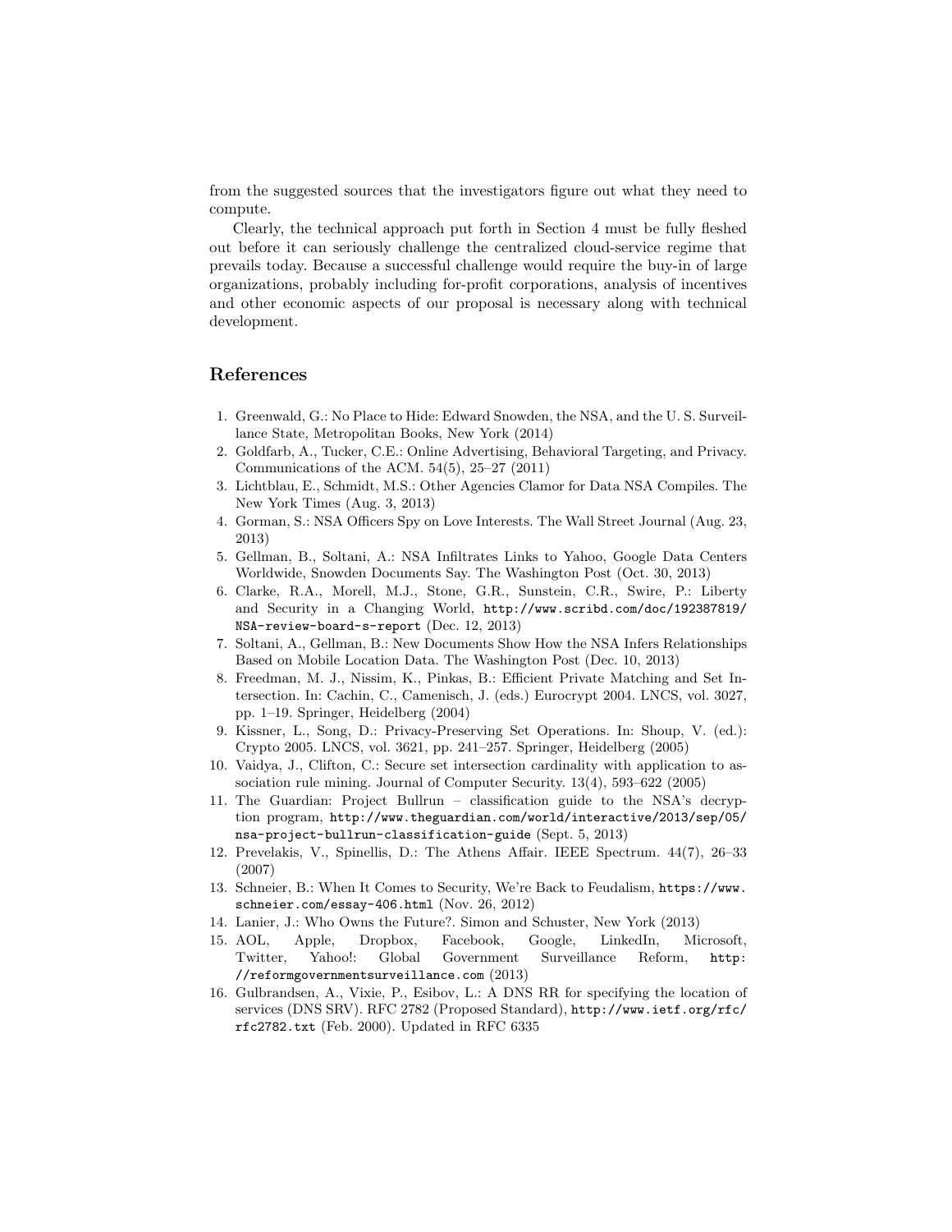from the suggested sources that the investigators figure out what they need to compute.

Clearly, the technical approach put forth in Section 4 must be fully fleshed out before it can seriously challenge the centralized cloud-service regime that prevails today. Because a successful challenge would require the buy-in of large organizations, probably including for-profit corporations, analysis of incentives and other economic aspects of our proposal is necessary along with technical development.

## References

1. Greenwald, G.: No Place to Hide: Edward Snowden, the NSA, and the U. S. Surveillance State, Metropolitan Books, New York (2014)
2. Goldfarb, A., Tucker, C.E.: Online Advertising, Behavioral Targeting, and Privacy. Communications of the ACM. 54(5), 25–27 (2011)
3. Lichtblau, E., Schmidt, M.S.: Other Agencies Clamor for Data NSA Compiles. The New York Times (Aug. 3, 2013)
4. Gorman, S.: NSA Officers Spy on Love Interests. The Wall Street Journal (Aug. 23, 2013)
5. Gellman, B., Soltani, A.: NSA Infiltrates Links to Yahoo, Google Data Centers Worldwide, Snowden Documents Say. The Washington Post (Oct. 30, 2013)
6. Clarke, R.A., Morell, M.J., Stone, G.R., Sunstein, C.R., Swire, P.: Liberty and Security in a Changing World, `http://www.scribd.com/doc/192387819/NSA-review-board-s-report` (Dec. 12, 2013)
7. Soltani, A., Gellman, B.: New Documents Show How the NSA Infers Relationships Based on Mobile Location Data. The Washington Post (Dec. 10, 2013)
8. Freedman, M. J., Nissim, K., Pinkas, B.: Efficient Private Matching and Set Intersection. In: Cachin, C., Camenisch, J. (eds.) Eurocrypt 2004. LNCS, vol. 3027, pp. 1–19. Springer, Heidelberg (2004)
9. Kissner, L., Song, D.: Privacy-Preserving Set Operations. In: Shoup, V. (ed.): Crypto 2005. LNCS, vol. 3621, pp. 241–257. Springer, Heidelberg (2005)
10. Vaidya, J., Clifton, C.: Secure set intersection cardinality with application to association rule mining. Journal of Computer Security. 13(4), 593–622 (2005)
11. The Guardian: Project Bullrun – classification guide to the NSA's decryption program, `http://www.theguardian.com/world/interactive/2013/sep/05/nsa-project-bullrun-classification-guide` (Sept. 5, 2013)
12. Prevelakis, V., Spinellis, D.: The Athens Affair. IEEE Spectrum. 44(7), 26–33 (2007)
13. Schneier, B.: When It Comes to Security, We're Back to Feudalism, `https://www.schneier.com/essay-406.html` (Nov. 26, 2012)
14. Lanier, J.: Who Owns the Future?. Simon and Schuster, New York (2013)
15. AOL, Apple, Dropbox, Facebook, Google, LinkedIn, Microsoft, Twitter, Yahoo!: Global Government Surveillance Reform, `http://reformgovernmentsurveillance.com` (2013)
16. Gulbrandsen, A., Vixie, P., Esibov, L.: A DNS RR for specifying the location of services (DNS SRV). RFC 2782 (Proposed Standard), `http://www.ietf.org/rfc/rfc2782.txt` (Feb. 2000). Updated in RFC 6335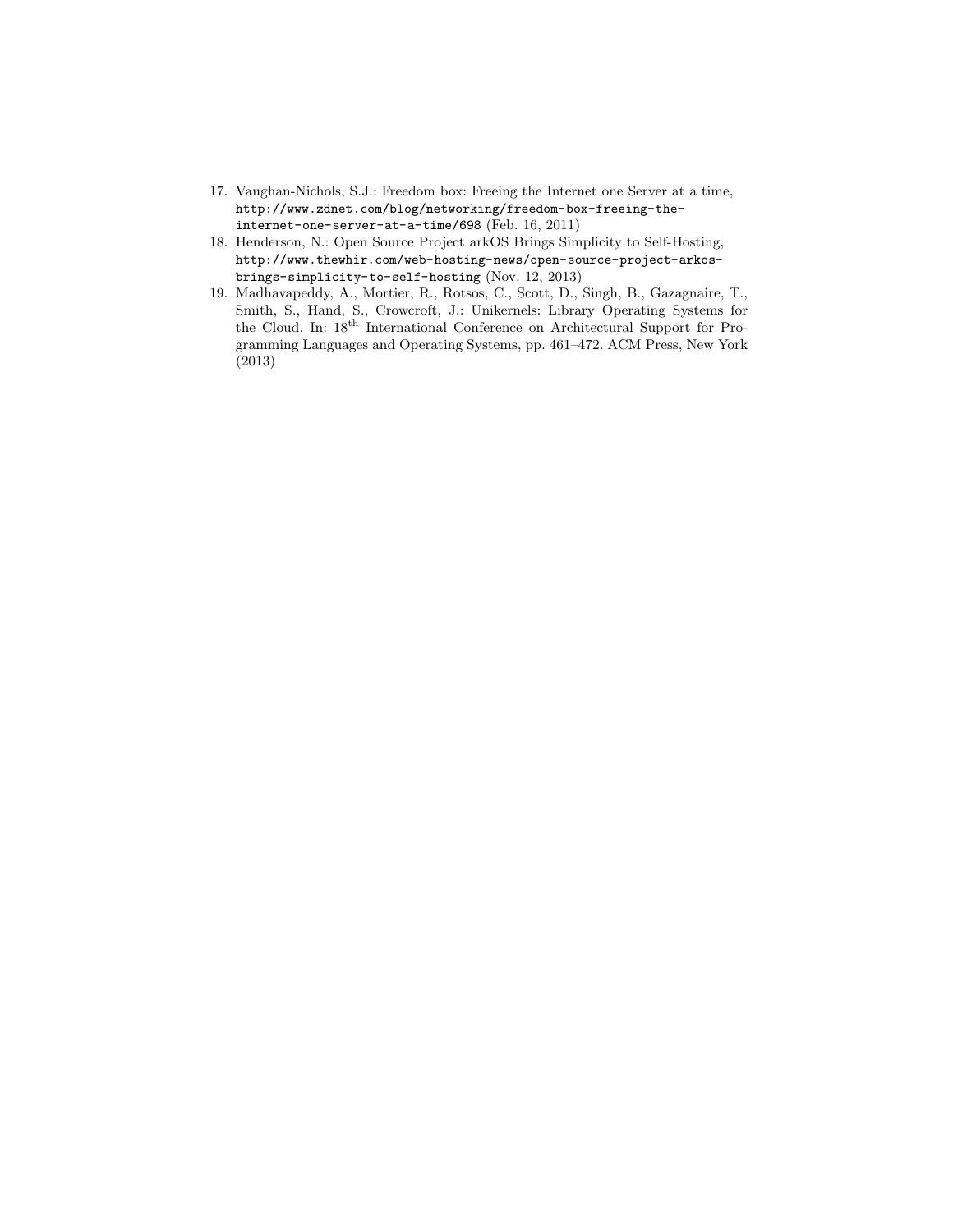17. Vaughan-Nichols, S.J.: Freedom box: Freeing the Internet one Server at a time, http://www.zdnet.com/blog/networking/freedom-box-freeing-the-internet-one-server-at-a-time/698 (Feb. 16, 2011)
18. Henderson, N.: Open Source Project arkOS Brings Simplicity to Self-Hosting, http://www.thewhir.com/web-hosting-news/open-source-project-arkos-brings-simplicity-to-self-hosting (Nov. 12, 2013)
19. Madhavapeddy, A., Mortier, R., Rotsos, C., Scott, D., Singh, B., Gazagnaire, T., Smith, S., Hand, S., Crowcroft, J.: Unikernels: Library Operating Systems for the Cloud. In: 18th International Conference on Architectural Support for Programming Languages and Operating Systems, pp. 461–472. ACM Press, New York (2013)